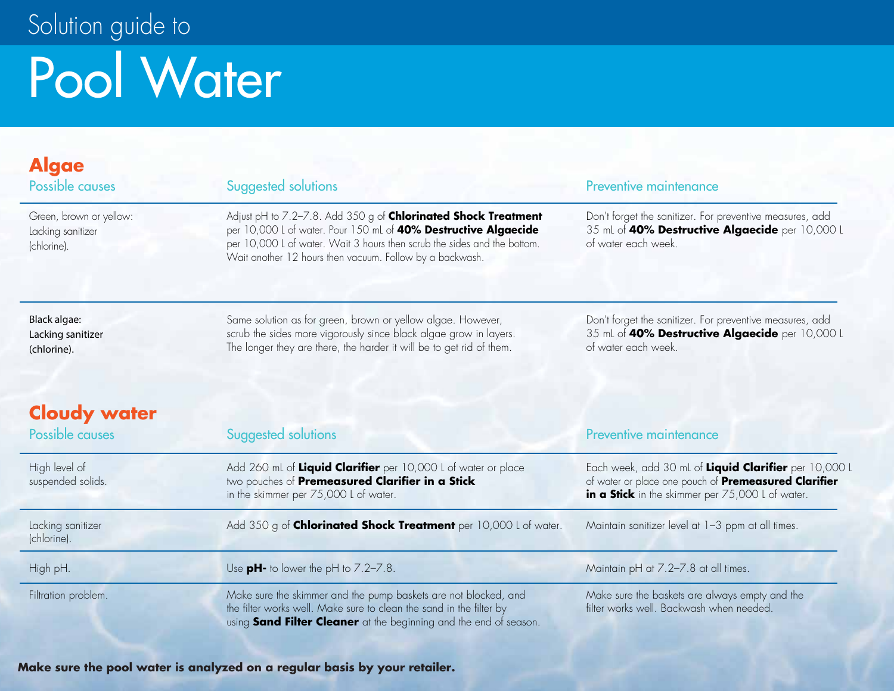Solution guide to

# Pool Water

## Algae

| Possible causes | Suggested solutions | Preventive maintenance |
|---|---|---|
| Green, brown or yellow: Lacking sanitizer (chlorine). | Adjust pH to 7.2–7.8. Add 350 g of **Chlorinated Shock Treatment** per 10,000 L of water. Pour 150 mL of **40% Destructive Algaecide** per 10,000 L of water. Wait 3 hours then scrub the sides and the bottom. Wait another 12 hours then vacuum. Follow by a backwash. | Don't forget the sanitizer. For preventive measures, add 35 mL of **40% Destructive Algaecide** per 10,000 L of water each week. |
| Black algae: Lacking sanitizer (chlorine). | Same solution as for green, brown or yellow algae. However, scrub the sides more vigorously since black algae grow in layers. The longer they are there, the harder it will be to get rid of them. | Don't forget the sanitizer. For preventive measures, add 35 mL of **40% Destructive Algaecide** per 10,000 L of water each week. |

## Cloudy water

| Possible causes | Suggested solutions | Preventive maintenance |
|---|---|---|
| High level of suspended solids. | Add 260 mL of **Liquid Clarifier** per 10,000 L of water or place two pouches of **Premeasured Clarifier in a Stick** in the skimmer per 75,000 L of water. | Each week, add 30 mL of **Liquid Clarifier** per 10,000 L of water or place one pouch of **Premeasured Clarifier in a Stick** in the skimmer per 75,000 L of water. |
| Lacking sanitizer (chlorine). | Add 350 g of **Chlorinated Shock Treatment** per 10,000 L of water. | Maintain sanitizer level at 1–3 ppm at all times. |
| High pH. | Use **pH-** to lower the pH to 7.2–7.8. | Maintain pH at 7.2–7.8 at all times. |
| Filtration problem. | Make sure the skimmer and the pump baskets are not blocked, and the filter works well. Make sure to clean the sand in the filter by using **Sand Filter Cleaner** at the beginning and the end of season. | Make sure the baskets are always empty and the filter works well. Backwash when needed. |

**Make sure the pool water is analyzed on a regular basis by your retailer.**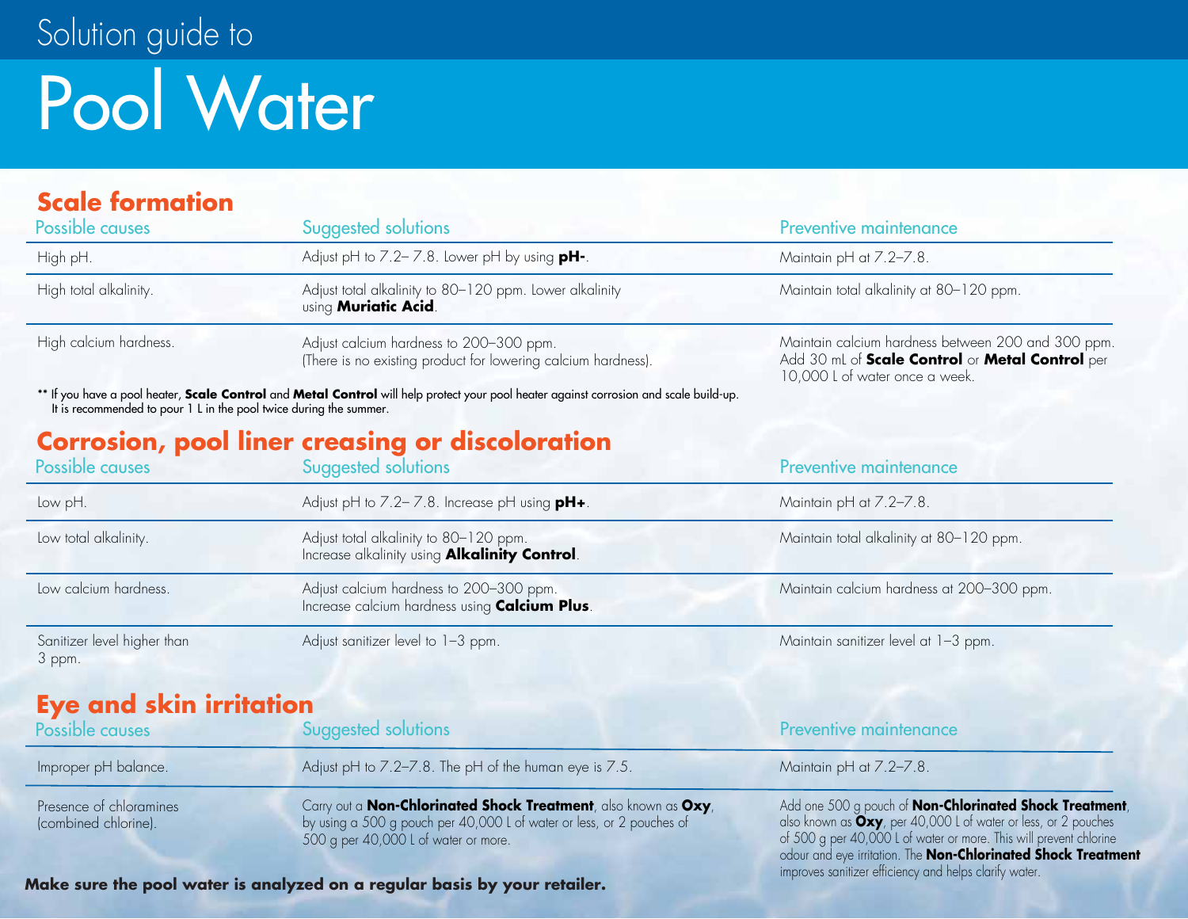Solution guide to

# Pool Water

## Scale formation

| Possible causes | Suggested solutions | Preventive maintenance |
| --- | --- | --- |
| High pH. | Adjust pH to 7.2– 7.8. Lower pH by using **pH-**. | Maintain pH at 7.2–7.8. |
| High total alkalinity. | Adjust total alkalinity to 80–120 ppm. Lower alkalinity using **Muriatic Acid**. | Maintain total alkalinity at 80–120 ppm. |
| High calcium hardness. | Adjust calcium hardness to 200–300 ppm. (There is no existing product for lowering calcium hardness). | Maintain calcium hardness between 200 and 300 ppm. Add 30 mL of **Scale Control** or **Metal Control** per 10,000 L of water once a week. |

** If you have a pool heater, **Scale Control** and **Metal Control** will help protect your pool heater against corrosion and scale build-up. It is recommended to pour 1 L in the pool twice during the summer.

## Corrosion, pool liner creasing or discoloration

| Possible causes | Suggested solutions | Preventive maintenance |
| --- | --- | --- |
| Low pH. | Adjust pH to 7.2– 7.8. Increase pH using **pH+**. | Maintain pH at 7.2–7.8. |
| Low total alkalinity. | Adjust total alkalinity to 80–120 ppm. Increase alkalinity using **Alkalinity Control**. | Maintain total alkalinity at 80–120 ppm. |
| Low calcium hardness. | Adjust calcium hardness to 200–300 ppm. Increase calcium hardness using **Calcium Plus**. | Maintain calcium hardness at 200–300 ppm. |
| Sanitizer level higher than 3 ppm. | Adjust sanitizer level to 1–3 ppm. | Maintain sanitizer level at 1–3 ppm. |

## Eye and skin irritation

| Possible causes | Suggested solutions | Preventive maintenance |
| --- | --- | --- |
| Improper pH balance. | Adjust pH to 7.2–7.8. The pH of the human eye is 7.5. | Maintain pH at 7.2–7.8. |
| Presence of chloramines (combined chlorine). | Carry out a **Non-Chlorinated Shock Treatment**, also known as **Oxy**, by using a 500 g pouch per 40,000 L of water or less, or 2 pouches of 500 g per 40,000 L of water or more. | Add one 500 g pouch of **Non-Chlorinated Shock Treatment**, also known as **Oxy**, per 40,000 L of water or less, or 2 pouches of 500 g per 40,000 L of water or more. This will prevent chlorine odour and eye irritation. The **Non-Chlorinated Shock Treatment** improves sanitizer efficiency and helps clarify water. |

**Make sure the pool water is analyzed on a regular basis by your retailer.**